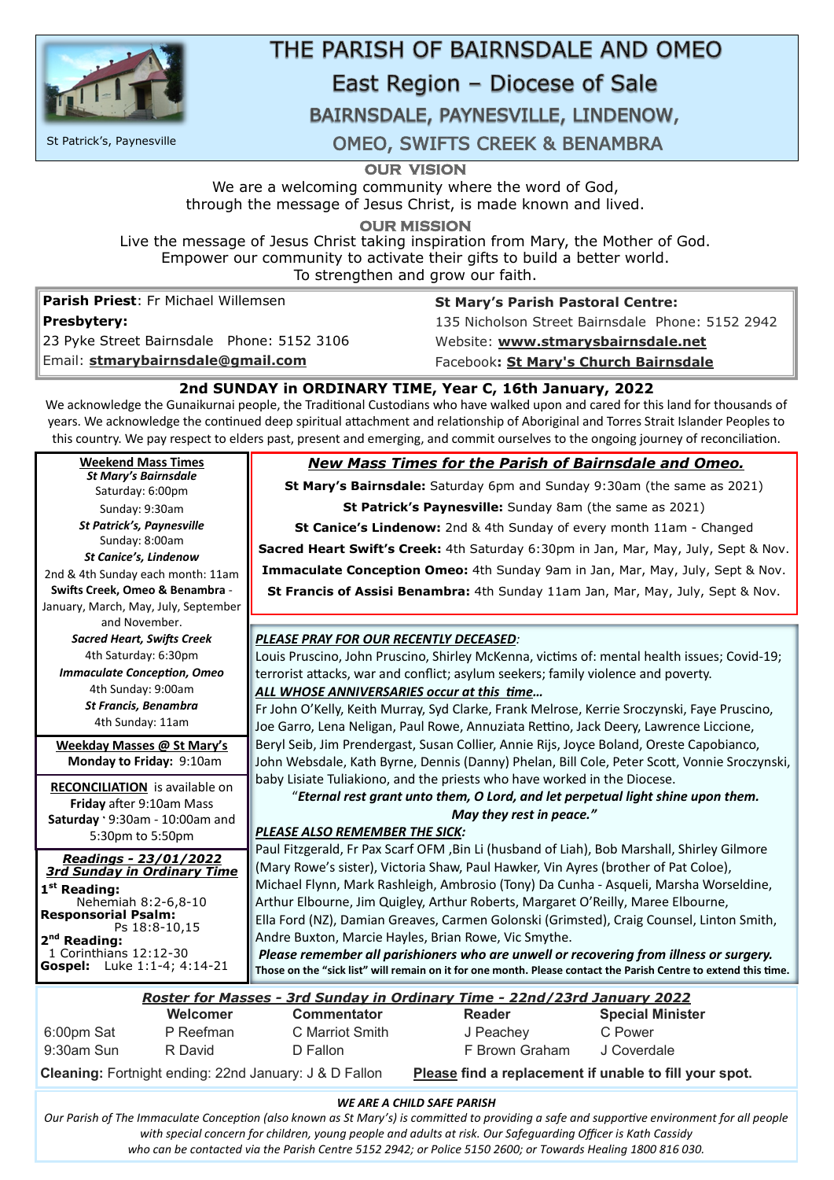St Patrick's, Paynesville

# THE PARISH OF BAIRNSDALE AND OMEO

## East Region – Diocese of Sale

### BAIRNSDALE, PAYNESVILLE, LINDENOW, OMEO, SWIFTS CREEK & BENAMBRA

**OUR VISION**

We are a welcoming community where the word of God, through the message of Jesus Christ, is made known and lived.

**OUR MISSION**

Live the message of Jesus Christ taking inspiration from Mary, the Mother of God.
Empower our community to activate their gifts to build a better world.
To strengthen and grow our faith.

**Parish Priest**: Fr Michael Willemsen
**Presbytery:**
23 Pyke Street Bairnsdale Phone: 5152 3106
Email: **stmarybairnsdale@gmail.com**

**St Mary's Parish Pastoral Centre:**
135 Nicholson Street Bairnsdale Phone: 5152 2942
Website: **www.stmarysbairnsdale.net**
Facebook**: St Mary's Church Bairnsdale**

## 2nd SUNDAY in ORDINARY TIME, Year C, 16th January, 2022

We acknowledge the Gunaikurnai people, the Traditional Custodians who have walked upon and cared for this land for thousands of years. We acknowledge the continued deep spiritual attachment and relationship of Aboriginal and Torres Strait Islander Peoples to this country. We pay respect to elders past, present and emerging, and commit ourselves to the ongoing journey of reconciliation.

**Weekend Mass Times**

***St Mary's Bairnsdale***
Saturday: 6:00pm
Sunday: 9:30am

***St Patrick's, Paynesville***
Sunday: 8:00am

***St Canice's, Lindenow***
2nd & 4th Sunday each month: 11am

**Swifts Creek, Omeo & Benambra** - January, March, May, July, September and November.

***Sacred Heart, Swifts Creek***
4th Saturday: 6:30pm

***Immaculate Conception, Omeo***
4th Sunday: 9:00am

***St Francis, Benambra***
4th Sunday: 11am

**Weekday Masses @ St Mary's**
**Monday to Friday:** 9:10am

**RECONCILIATION** is available on **Friday** after 9:10am Mass
**Saturday** ' 9:30am - 10:00am and 5:30pm to 5:50pm

***Readings - 23/01/2022***
***3rd Sunday in Ordinary Time***

**1st Reading:** Nehemiah 8:2-6,8-10
**Responsorial Psalm:** Ps 18:8-10,15
**2nd Reading:** 1 Corinthians 12:12-30
**Gospel:** Luke 1:1-4; 4:14-21

***New Mass Times for the Parish of Bairnsdale and Omeo.***

**St Mary's Bairnsdale:** Saturday 6pm and Sunday 9:30am (the same as 2021)
**St Patrick's Paynesville:** Sunday 8am (the same as 2021)
**St Canice's Lindenow:** 2nd & 4th Sunday of every month 11am - Changed
**Sacred Heart Swift's Creek:** 4th Saturday 6:30pm in Jan, Mar, May, July, Sept & Nov.
**Immaculate Conception Omeo:** 4th Sunday 9am in Jan, Mar, May, July, Sept & Nov.
**St Francis of Assisi Benambra:** 4th Sunday 11am Jan, Mar, May, July, Sept & Nov.

***PLEASE PRAY FOR OUR RECENTLY DECEASED*:**
Louis Pruscino, John Pruscino, Shirley McKenna, victims of: mental health issues; Covid-19; terrorist attacks, war and conflict; asylum seekers; family violence and poverty.

***ALL WHOSE ANNIVERSARIES occur at this time…***
Fr John O'Kelly, Keith Murray, Syd Clarke, Frank Melrose, Kerrie Sroczynski, Faye Pruscino, Joe Garro, Lena Neligan, Paul Rowe, Annuziata Rettino, Jack Deery, Lawrence Liccione, Beryl Seib, Jim Prendergast, Susan Collier, Annie Rijs, Joyce Boland, Oreste Capobianco, John Websdale, Kath Byrne, Dennis (Danny) Phelan, Bill Cole, Peter Scott, Vonnie Sroczynski, baby Lisiate Tuliakiono, and the priests who have worked in the Diocese.

"***Eternal rest grant unto them, O Lord, and let perpetual light shine upon them. May they rest in peace."***

***PLEASE ALSO REMEMBER THE SICK:***
Paul Fitzgerald, Fr Pax Scarf OFM ,Bin Li (husband of Liah), Bob Marshall, Shirley Gilmore (Mary Rowe's sister), Victoria Shaw, Paul Hawker, Vin Ayres (brother of Pat Coloe), Michael Flynn, Mark Rashleigh, Ambrosio (Tony) Da Cunha - Asqueli, Marsha Worseldine, Arthur Elbourne, Jim Quigley, Arthur Roberts, Margaret O'Reilly, Maree Elbourne, Ella Ford (NZ), Damian Greaves, Carmen Golonski (Grimsted), Craig Counsel, Linton Smith, Andre Buxton, Marcie Hayles, Brian Rowe, Vic Smythe.

***Please remember all parishioners who are unwell or recovering from illness or surgery.***
**Those on the "sick list" will remain on it for one month. Please contact the Parish Centre to extend this time.**

***Roster for Masses - 3rd Sunday in Ordinary Time - 22nd/23rd January 2022***

| | Welcomer | Commentator | Reader | Special Minister |
|---|---|---|---|---|
| 6:00pm Sat | P Reefman | C Marriot Smith | J Peachey | C Power |
| 9:30am Sun | R David | D Fallon | F Brown Graham | J Coverdale |

**Cleaning:** Fortnight ending: 22nd January: J & D Fallon **Please find a replacement if unable to fill your spot.**

***WE ARE A CHILD SAFE PARISH***

*Our Parish of The Immaculate Conception (also known as St Mary's) is committed to providing a safe and supportive environment for all people with special concern for children, young people and adults at risk. Our Safeguarding Officer is Kath Cassidy who can be contacted via the Parish Centre 5152 2942; or Police 5150 2600; or Towards Healing 1800 816 030.*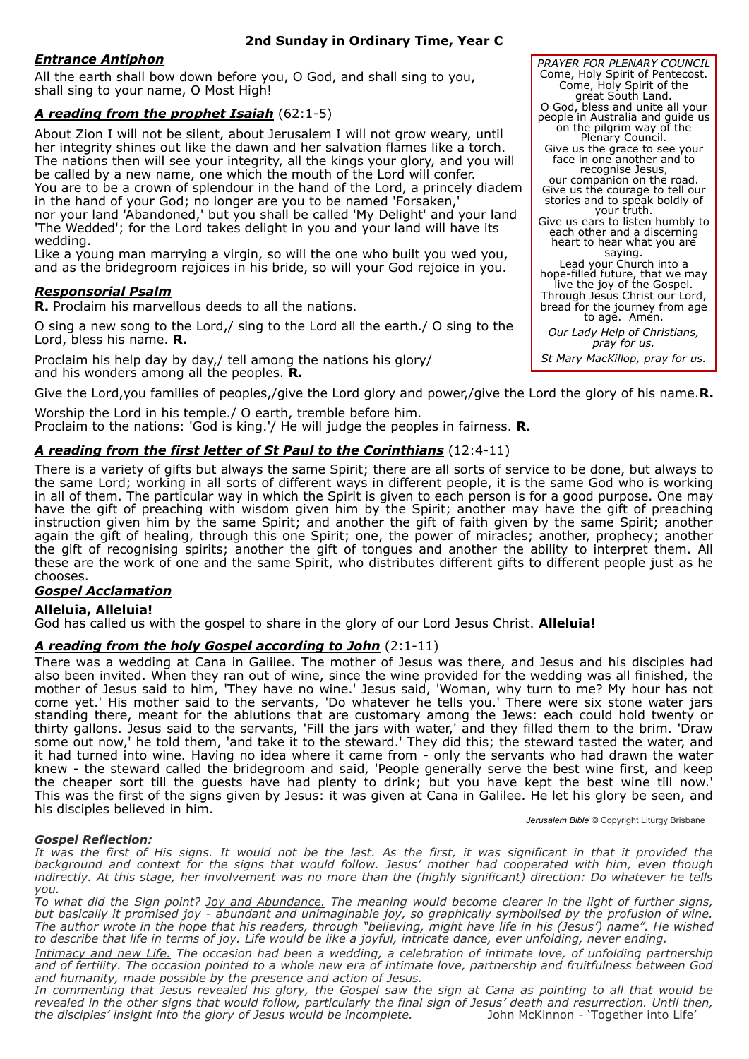## 2nd Sunday in Ordinary Time, Year C

### *Entrance Antiphon*

All the earth shall bow down before you, O God, and shall sing to you, shall sing to your name, O Most High!

### *A reading from the prophet Isaiah* (62:1-5)

About Zion I will not be silent, about Jerusalem I will not grow weary, until her integrity shines out like the dawn and her salvation flames like a torch. The nations then will see your integrity, all the kings your glory, and you will be called by a new name, one which the mouth of the Lord will confer. You are to be a crown of splendour in the hand of the Lord, a princely diadem in the hand of your God; no longer are you to be named 'Forsaken,' nor your land 'Abandoned,' but you shall be called 'My Delight' and your land 'The Wedded'; for the Lord takes delight in you and your land will have its wedding.

Like a young man marrying a virgin, so will the one who built you wed you, and as the bridegroom rejoices in his bride, so will your God rejoice in you.

### *Responsorial Psalm*

**R.** Proclaim his marvellous deeds to all the nations.

O sing a new song to the Lord,/ sing to the Lord all the earth./ O sing to the Lord, bless his name. **R.**

Proclaim his help day by day,/ tell among the nations his glory/ and his wonders among all the peoples. **R.**

Give the Lord,you families of peoples,/give the Lord glory and power,/give the Lord the glory of his name.**R.**

Worship the Lord in his temple./ O earth, tremble before him.
Proclaim to the nations: 'God is king.'/ He will judge the peoples in fairness. **R.**

> *PRAYER FOR PLENARY COUNCIL*
>
> Come, Holy Spirit of Pentecost.
> Come, Holy Spirit of the great South Land.
> O God, bless and unite all your people in Australia and guide us on the pilgrim way of the Plenary Council.
> Give us the grace to see your face in one another and to recognise Jesus, our companion on the road.
> Give us the courage to tell our stories and to speak boldly of your truth.
> Give us ears to listen humbly to each other and a discerning heart to hear what you are saying.
> Lead your Church into a hope-filled future, that we may live the joy of the Gospel.
> Through Jesus Christ our Lord, bread for the journey from age to age. Amen.
>
> *Our Lady Help of Christians, pray for us.*
>
> *St Mary MacKillop, pray for us.*

### *A reading from the first letter of St Paul to the Corinthians* (12:4-11)

There is a variety of gifts but always the same Spirit; there are all sorts of service to be done, but always to the same Lord; working in all sorts of different ways in different people, it is the same God who is working in all of them. The particular way in which the Spirit is given to each person is for a good purpose. One may have the gift of preaching with wisdom given him by the Spirit; another may have the gift of preaching instruction given him by the same Spirit; and another the gift of faith given by the same Spirit; another again the gift of healing, through this one Spirit; one, the power of miracles; another, prophecy; another the gift of recognising spirits; another the gift of tongues and another the ability to interpret them. All these are the work of one and the same Spirit, who distributes different gifts to different people just as he chooses.

### *Gospel Acclamation*

**Alleluia, Alleluia!**
God has called us with the gospel to share in the glory of our Lord Jesus Christ. **Alleluia!**

### *A reading from the holy Gospel according to John* (2:1-11)

There was a wedding at Cana in Galilee. The mother of Jesus was there, and Jesus and his disciples had also been invited. When they ran out of wine, since the wine provided for the wedding was all finished, the mother of Jesus said to him, 'They have no wine.' Jesus said, 'Woman, why turn to me? My hour has not come yet.' His mother said to the servants, 'Do whatever he tells you.' There were six stone water jars standing there, meant for the ablutions that are customary among the Jews: each could hold twenty or thirty gallons. Jesus said to the servants, 'Fill the jars with water,' and they filled them to the brim. 'Draw some out now,' he told them, 'and take it to the steward.' They did this; the steward tasted the water, and it had turned into wine. Having no idea where it came from - only the servants who had drawn the water knew - the steward called the bridegroom and said, 'People generally serve the best wine first, and keep the cheaper sort till the guests have had plenty to drink; but you have kept the best wine till now.' This was the first of the signs given by Jesus: it was given at Cana in Galilee. He let his glory be seen, and his disciples believed in him.

*Jerusalem Bible* © Copyright Liturgy Brisbane

#### *Gospel Reflection:*

*It was the first of His signs. It would not be the last. As the first, it was significant in that it provided the background and context for the signs that would follow. Jesus' mother had cooperated with him, even though indirectly. At this stage, her involvement was no more than the (highly significant) direction: Do whatever he tells you.*

*To what did the Sign point? Joy and Abundance. The meaning would become clearer in the light of further signs, but basically it promised joy - abundant and unimaginable joy, so graphically symbolised by the profusion of wine. The author wrote in the hope that his readers, through "believing, might have life in his (Jesus') name". He wished to describe that life in terms of joy. Life would be like a joyful, intricate dance, ever unfolding, never ending.*

*Intimacy and new Life. The occasion had been a wedding, a celebration of intimate love, of unfolding partnership and of fertility. The occasion pointed to a whole new era of intimate love, partnership and fruitfulness between God and humanity, made possible by the presence and action of Jesus.*

*In commenting that Jesus revealed his glory, the Gospel saw the sign at Cana as pointing to all that would be revealed in the other signs that would follow, particularly the final sign of Jesus' death and resurrection. Until then, the disciples' insight into the glory of Jesus would be incomplete.*

John McKinnon - 'Together into Life'